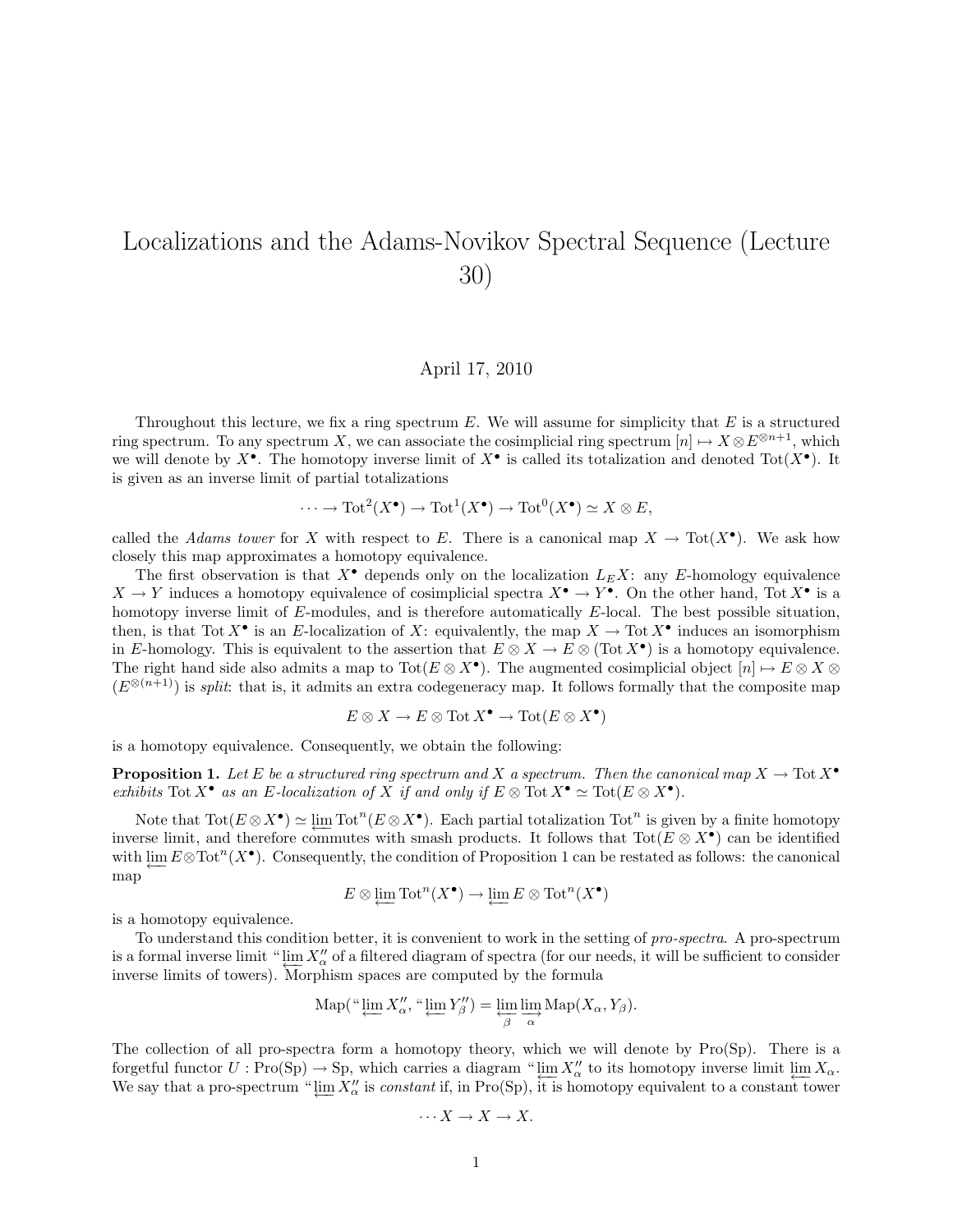# Localizations and the Adams-Novikov Spectral Sequence (Lecture 30)

April 17, 2010

Throughout this lecture, we fix a ring spectrum $E$. We will assume for simplicity that $E$ is a structured ring spectrum. To any spectrum $X$, we can associate the cosimplicial ring spectrum $[n] \mapsto X \otimes E^{\otimes n+1}$, which we will denote by $X^\bullet$. The homotopy inverse limit of $X^\bullet$ is called its totalization and denoted $\mathrm{Tot}(X^\bullet)$. It is given as an inverse limit of partial totalizations

$$\cdots \to \mathrm{Tot}^2(X^\bullet) \to \mathrm{Tot}^1(X^\bullet) \to \mathrm{Tot}^0(X^\bullet) \simeq X \otimes E,$$

called the *Adams tower* for $X$ with respect to $E$. There is a canonical map $X \to \mathrm{Tot}(X^\bullet)$. We ask how closely this map approximates a homotopy equivalence.

The first observation is that $X^\bullet$ depends only on the localization $L_E X$: any $E$-homology equivalence $X \to Y$ induces a homotopy equivalence of cosimplicial spectra $X^\bullet \to Y^\bullet$. On the other hand, $\mathrm{Tot}\, X^\bullet$ is a homotopy inverse limit of $E$-modules, and is therefore automatically $E$-local. The best possible situation, then, is that $\mathrm{Tot}\, X^\bullet$ is an $E$-localization of $X$: equivalently, the map $X \to \mathrm{Tot}\, X^\bullet$ induces an isomorphism in $E$-homology. This is equivalent to the assertion that $E \otimes X \to E \otimes (\mathrm{Tot}\, X^\bullet)$ is a homotopy equivalence. The right hand side also admits a map to $\mathrm{Tot}(E \otimes X^\bullet)$. The augmented cosimplicial object $[n] \mapsto E \otimes X \otimes (E^{\otimes(n+1)})$ is *split*: that is, it admits an extra codegeneracy map. It follows formally that the composite map

$$E \otimes X \to E \otimes \mathrm{Tot}\, X^\bullet \to \mathrm{Tot}(E \otimes X^\bullet)$$

is a homotopy equivalence. Consequently, we obtain the following:

**Proposition 1.** *Let $E$ be a structured ring spectrum and $X$ a spectrum. Then the canonical map $X \to \mathrm{Tot}\, X^\bullet$ exhibits $\mathrm{Tot}\, X^\bullet$ as an $E$-localization of $X$ if and only if $E \otimes \mathrm{Tot}\, X^\bullet \simeq \mathrm{Tot}(E \otimes X^\bullet)$.*

Note that $\mathrm{Tot}(E \otimes X^\bullet) \simeq \varprojlim \mathrm{Tot}^n(E \otimes X^\bullet)$. Each partial totalization $\mathrm{Tot}^n$ is given by a finite homotopy inverse limit, and therefore commutes with smash products. It follows that $\mathrm{Tot}(E \otimes X^\bullet)$ can be identified with $\varprojlim E \otimes \mathrm{Tot}^n(X^\bullet)$. Consequently, the condition of Proposition 1 can be restated as follows: the canonical map

$$E \otimes \varprojlim \mathrm{Tot}^n(X^\bullet) \to \varprojlim E \otimes \mathrm{Tot}^n(X^\bullet)$$

is a homotopy equivalence.

To understand this condition better, it is convenient to work in the setting of *pro-spectra*. A pro-spectrum is a formal inverse limit "$\varprojlim X_\alpha$" of a filtered diagram of spectra (for our needs, it will be sufficient to consider inverse limits of towers). Morphism spaces are computed by the formula

$$\mathrm{Map}(\text{“}\varprojlim X_\alpha\text{”}, \text{“}\varprojlim Y_\beta\text{”}) = \varprojlim_\beta \varinjlim_\alpha \mathrm{Map}(X_\alpha, Y_\beta).$$

The collection of all pro-spectra form a homotopy theory, which we will denote by $\mathrm{Pro}(\mathrm{Sp})$. There is a forgetful functor $U : \mathrm{Pro}(\mathrm{Sp}) \to \mathrm{Sp}$, which carries a diagram "$\varprojlim X_\alpha$" to its homotopy inverse limit $\varprojlim X_\alpha$. We say that a pro-spectrum "$\varprojlim X_\alpha$" is *constant* if, in $\mathrm{Pro}(\mathrm{Sp})$, it is homotopy equivalent to a constant tower

$$\cdots X \to X \to X.$$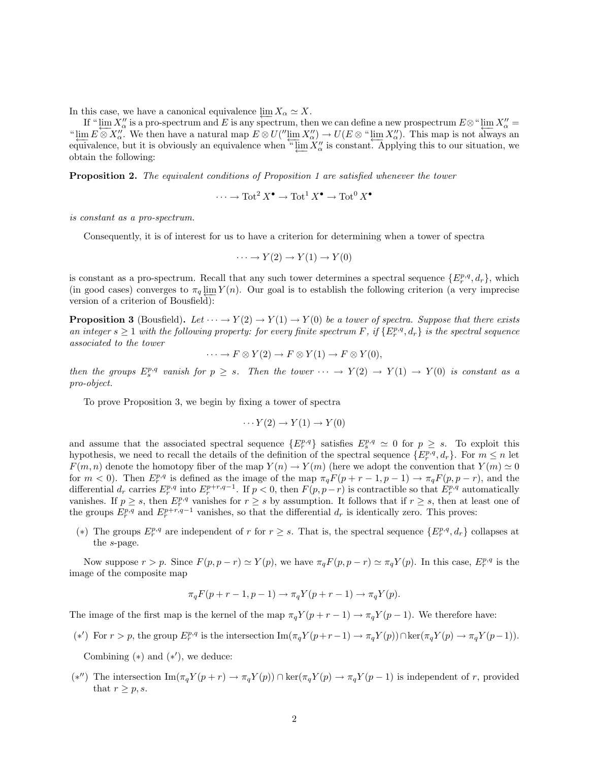In this case, we have a canonical equivalence $\varprojlim X_\alpha \simeq X$.

If "$\varprojlim X''_\alpha$" is a pro-spectrum and $E$ is any spectrum, then we can define a new prospectrum $E \otimes$ "$\varprojlim X''_\alpha$" $=$ "$\varprojlim E \otimes X''_\alpha$". We then have a natural map $E \otimes U(''\varprojlim X''_\alpha) \to U(E \otimes$ "$\varprojlim X''_\alpha$"$)$. This map is not always an equivalence, but it is obviously an equivalence when "$\varprojlim X''_\alpha$" is constant. Applying this to our situation, we obtain the following:

**Proposition 2.** *The equivalent conditions of Proposition 1 are satisfied whenever the tower*

$$\cdots \to \mathrm{Tot}^2 X^\bullet \to \mathrm{Tot}^1 X^\bullet \to \mathrm{Tot}^0 X^\bullet$$

*is constant as a pro-spectrum.*

Consequently, it is of interest for us to have a criterion for determining when a tower of spectra

$$\cdots \to Y(2) \to Y(1) \to Y(0)$$

is constant as a pro-spectrum. Recall that any such tower determines a spectral sequence $\{E_r^{p,q}, d_r\}$, which (in good cases) converges to $\pi_q \varprojlim Y(n)$. Our goal is to establish the following criterion (a very imprecise version of a criterion of Bousfield):

**Proposition 3** (Bousfield)**.** *Let $\cdots \to Y(2) \to Y(1) \to Y(0)$ be a tower of spectra. Suppose that there exists an integer $s \geq 1$ with the following property: for every finite spectrum $F$, if $\{E_r^{p,q}, d_r\}$ is the spectral sequence associated to the tower*

$$\cdots \to F \otimes Y(2) \to F \otimes Y(1) \to F \otimes Y(0),$$

*then the groups $E_s^{p,q}$ vanish for $p \geq s$. Then the tower $\cdots \to Y(2) \to Y(1) \to Y(0)$ is constant as a pro-object.*

To prove Proposition 3, we begin by fixing a tower of spectra

$$\cdots Y(2) \to Y(1) \to Y(0)$$

and assume that the associated spectral sequence $\{E_r^{p,q}\}$ satisfies $E_s^{p,q} \simeq 0$ for $p \geq s$. To exploit this hypothesis, we need to recall the details of the definition of the spectral sequence $\{E_r^{p,q}, d_r\}$. For $m \leq n$ let $F(m,n)$ denote the homotopy fiber of the map $Y(n) \to Y(m)$ (here we adopt the convention that $Y(m) \simeq 0$ for $m < 0$). Then $E_r^{p,q}$ is defined as the image of the map $\pi_q F(p+r-1, p-1) \to \pi_q F(p, p-r)$, and the differential $d_r$ carries $E_r^{p,q}$ into $E_r^{p+r,q-1}$. If $p < 0$, then $F(p, p-r)$ is contractible so that $E_r^{p,q}$ automatically vanishes. If $p \geq s$, then $E_r^{p,q}$ vanishes for $r \geq s$ by assumption. It follows that if $r \geq s$, then at least one of the groups $E_r^{p,q}$ and $E_r^{p+r,q-1}$ vanishes, so that the differential $d_r$ is identically zero. This proves:

- $(*)$ The groups $E_r^{p,q}$ are independent of $r$ for $r \geq s$. That is, the spectral sequence $\{E_r^{p,q}, d_r\}$ collapses at the $s$-page.

Now suppose $r > p$. Since $F(p, p-r) \simeq Y(p)$, we have $\pi_q F(p, p-r) \simeq \pi_q Y(p)$. In this case, $E_r^{p,q}$ is the image of the composite map

$$\pi_q F(p+r-1, p-1) \to \pi_q Y(p+r-1) \to \pi_q Y(p).$$

The image of the first map is the kernel of the map $\pi_q Y(p+r-1) \to \pi_q Y(p-1)$. We therefore have:

- $(*')$ For $r > p$, the group $E_r^{p,q}$ is the intersection $\mathrm{Im}(\pi_q Y(p+r-1) \to \pi_q Y(p)) \cap \ker(\pi_q Y(p) \to \pi_q Y(p-1))$.

Combining $(*)$ and $(*')$, we deduce:

- $(*'')$ The intersection $\mathrm{Im}(\pi_q Y(p+r) \to \pi_q Y(p)) \cap \ker(\pi_q Y(p) \to \pi_q Y(p-1)$ is independent of $r$, provided that $r \geq p, s$.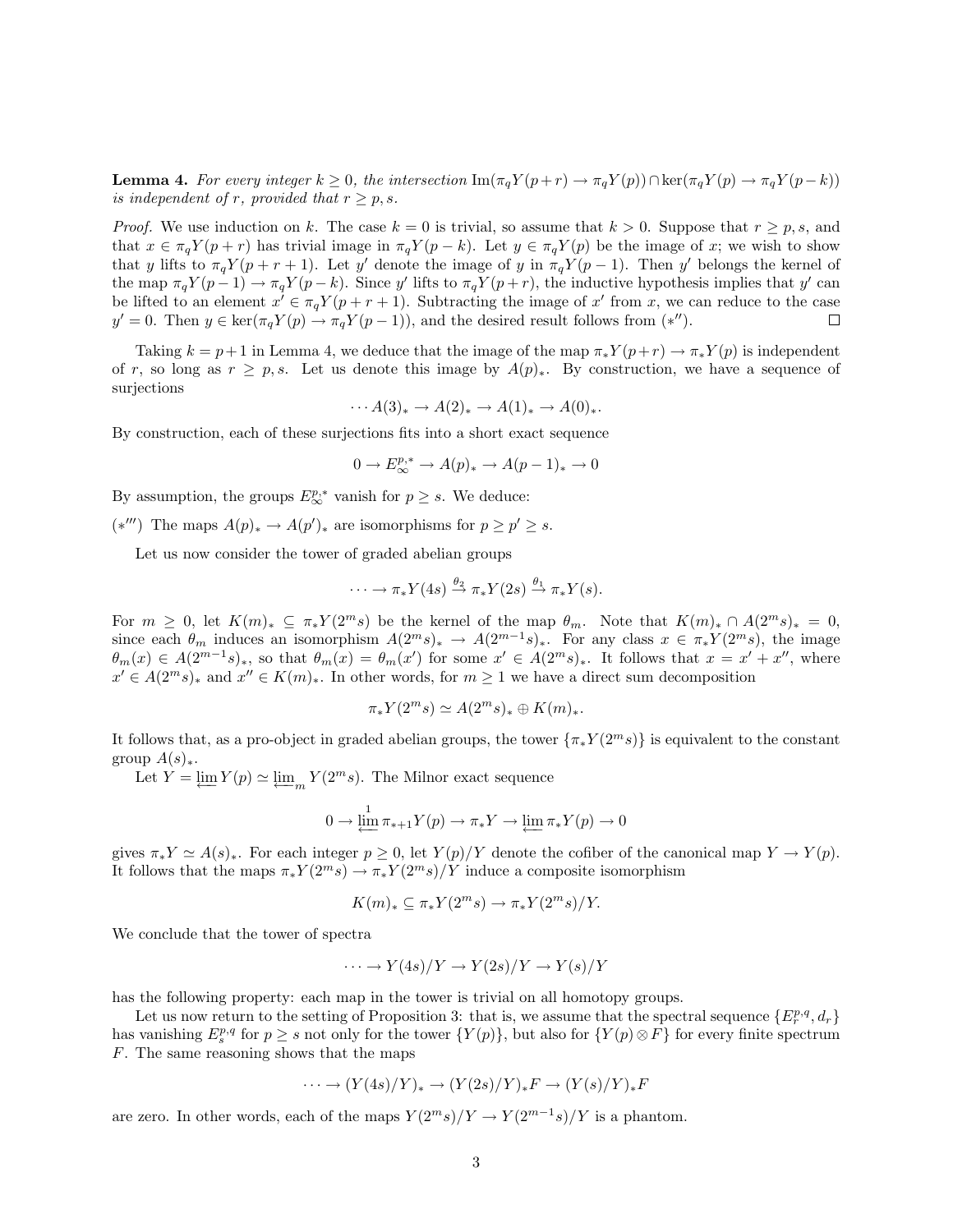**Lemma 4.** *For every integer $k \geq 0$, the intersection $\mathrm{Im}(\pi_q Y(p+r) \to \pi_q Y(p)) \cap \ker(\pi_q Y(p) \to \pi_q Y(p-k))$ is independent of $r$, provided that $r \geq p, s$.*

*Proof.* We use induction on $k$. The case $k = 0$ is trivial, so assume that $k > 0$. Suppose that $r \geq p, s$, and that $x \in \pi_q Y(p+r)$ has trivial image in $\pi_q Y(p-k)$. Let $y \in \pi_q Y(p)$ be the image of $x$; we wish to show that $y$ lifts to $\pi_q Y(p+r+1)$. Let $y'$ denote the image of $y$ in $\pi_q Y(p-1)$. Then $y'$ belongs the kernel of the map $\pi_q Y(p-1) \to \pi_q Y(p-k)$. Since $y'$ lifts to $\pi_q Y(p+r)$, the inductive hypothesis implies that $y'$ can be lifted to an element $x' \in \pi_q Y(p+r+1)$. Subtracting the image of $x'$ from $x$, we can reduce to the case $y' = 0$. Then $y \in \ker(\pi_q Y(p) \to \pi_q Y(p-1))$, and the desired result follows from $(*'')$. $\square$

Taking $k = p+1$ in Lemma 4, we deduce that the image of the map $\pi_* Y(p+r) \to \pi_* Y(p)$ is independent of $r$, so long as $r \geq p, s$. Let us denote this image by $A(p)_*$. By construction, we have a sequence of surjections

$$\cdots A(3)_* \to A(2)_* \to A(1)_* \to A(0)_*.$$

By construction, each of these surjections fits into a short exact sequence

$$0 \to E_\infty^{p,*} \to A(p)_* \to A(p-1)_* \to 0$$

By assumption, the groups $E_\infty^{p,*}$ vanish for $p \geq s$. We deduce:

$(*''')$ The maps $A(p)_* \to A(p')_*$ are isomorphisms for $p \geq p' \geq s$.

Let us now consider the tower of graded abelian groups

$$\cdots \to \pi_* Y(4s) \xrightarrow{\theta_2} \pi_* Y(2s) \xrightarrow{\theta_1} \pi_* Y(s).$$

For $m \geq 0$, let $K(m)_* \subseteq \pi_* Y(2^m s)$ be the kernel of the map $\theta_m$. Note that $K(m)_* \cap A(2^m s)_* = 0$, since each $\theta_m$ induces an isomorphism $A(2^m s)_* \to A(2^{m-1}s)_*$. For any class $x \in \pi_* Y(2^m s)$, the image $\theta_m(x) \in A(2^{m-1}s)_*$, so that $\theta_m(x) = \theta_m(x')$ for some $x' \in A(2^m s)_*$. It follows that $x = x' + x''$, where $x' \in A(2^m s)_*$ and $x'' \in K(m)_*$. In other words, for $m \geq 1$ we have a direct sum decomposition

$$\pi_* Y(2^m s) \simeq A(2^m s)_* \oplus K(m)_*.$$

It follows that, as a pro-object in graded abelian groups, the tower $\{\pi_* Y(2^m s)\}$ is equivalent to the constant group $A(s)_*$.

Let $Y = \varprojlim Y(p) \simeq \varprojlim_m Y(2^m s)$. The Milnor exact sequence

$$0 \to \varprojlim^1 \pi_{*+1} Y(p) \to \pi_* Y \to \varprojlim \pi_* Y(p) \to 0$$

gives $\pi_* Y \simeq A(s)_*$. For each integer $p \geq 0$, let $Y(p)/Y$ denote the cofiber of the canonical map $Y \to Y(p)$. It follows that the maps $\pi_* Y(2^m s) \to \pi_* Y(2^m s)/Y$ induce a composite isomorphism

$$K(m)_* \subseteq \pi_* Y(2^m s) \to \pi_* Y(2^m s)/Y.$$

We conclude that the tower of spectra

$$\cdots \to Y(4s)/Y \to Y(2s)/Y \to Y(s)/Y$$

has the following property: each map in the tower is trivial on all homotopy groups.

Let us now return to the setting of Proposition 3: that is, we assume that the spectral sequence $\{E_r^{p,q}, d_r\}$ has vanishing $E_s^{p,q}$ for $p \geq s$ not only for the tower $\{Y(p)\}$, but also for $\{Y(p) \otimes F\}$ for every finite spectrum $F$. The same reasoning shows that the maps

$$\cdots \to (Y(4s)/Y)_* \to (Y(2s)/Y)_* F \to (Y(s)/Y)_* F$$

are zero. In other words, each of the maps $Y(2^m s)/Y \to Y(2^{m-1}s)/Y$ is a phantom.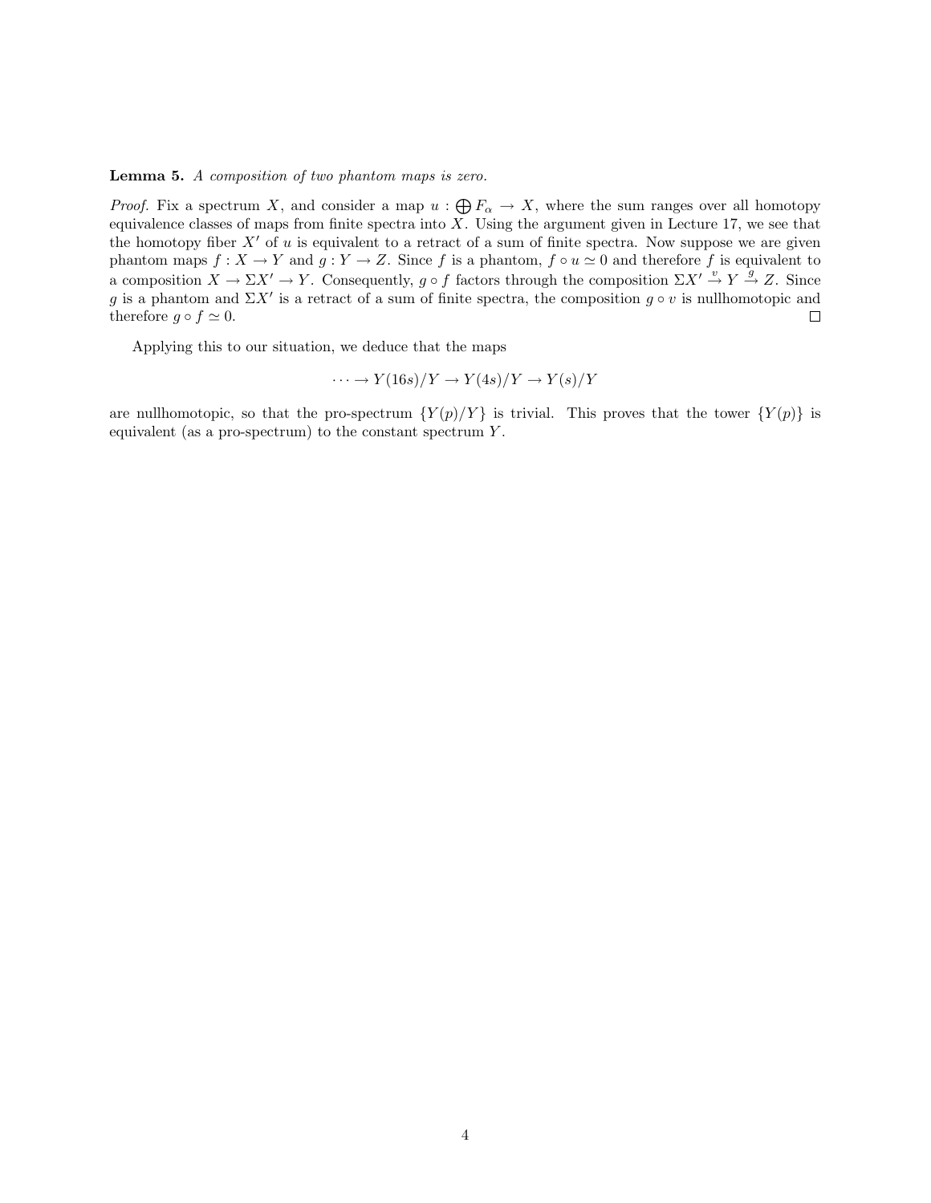**Lemma 5.** *A composition of two phantom maps is zero.*

*Proof.* Fix a spectrum $X$, and consider a map $u : \bigoplus F_\alpha \to X$, where the sum ranges over all homotopy equivalence classes of maps from finite spectra into $X$. Using the argument given in Lecture 17, we see that the homotopy fiber $X'$ of $u$ is equivalent to a retract of a sum of finite spectra. Now suppose we are given phantom maps $f : X \to Y$ and $g : Y \to Z$. Since $f$ is a phantom, $f \circ u \simeq 0$ and therefore $f$ is equivalent to a composition $X \to \Sigma X' \to Y$. Consequently, $g \circ f$ factors through the composition $\Sigma X' \xrightarrow{v} Y \xrightarrow{g} Z$. Since $g$ is a phantom and $\Sigma X'$ is a retract of a sum of finite spectra, the composition $g \circ v$ is nullhomotopic and therefore $g \circ f \simeq 0$. □

Applying this to our situation, we deduce that the maps

$$\cdots \to Y(16s)/Y \to Y(4s)/Y \to Y(s)/Y$$

are nullhomotopic, so that the pro-spectrum $\{Y(p)/Y\}$ is trivial. This proves that the tower $\{Y(p)\}$ is equivalent (as a pro-spectrum) to the constant spectrum $Y$.